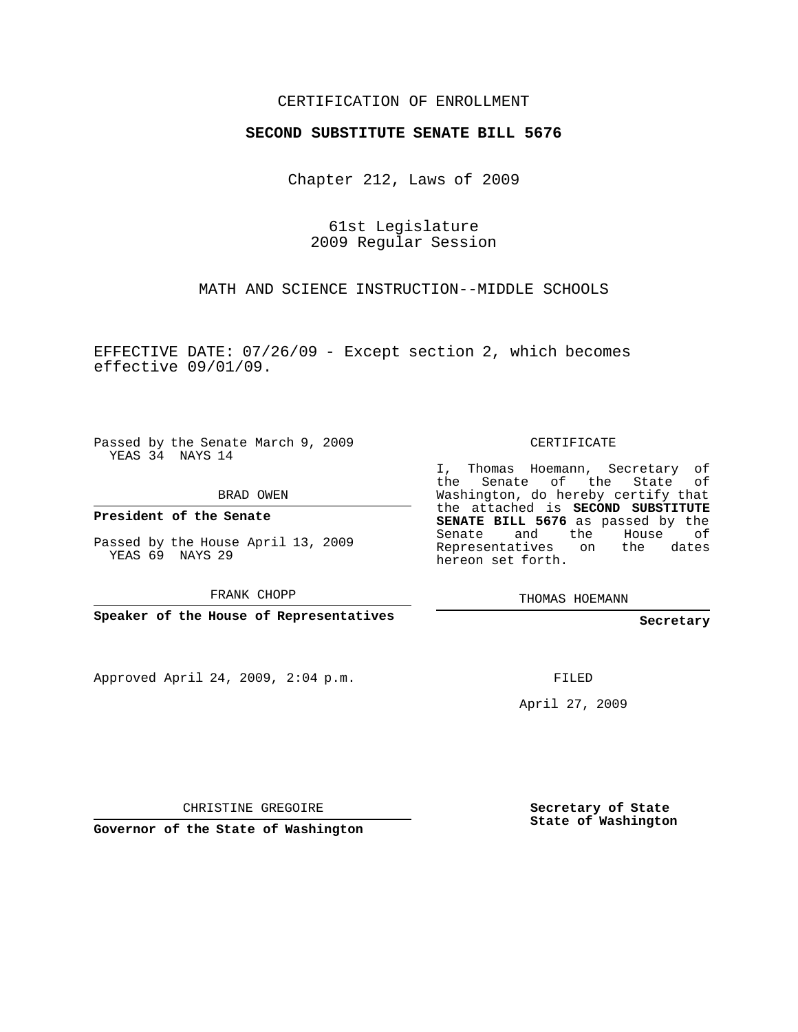CERTIFICATION OF ENROLLMENT

**SECOND SUBSTITUTE SENATE BILL 5676**

Chapter 212, Laws of 2009

61st Legislature
2009 Regular Session

MATH AND SCIENCE INSTRUCTION--MIDDLE SCHOOLS

EFFECTIVE DATE: 07/26/09 - Except section 2, which becomes effective 09/01/09.

Passed by the Senate March 9, 2009
YEAS 34 NAYS 14

BRAD OWEN

**President of the Senate**

Passed by the House April 13, 2009
YEAS 69 NAYS 29

FRANK CHOPP

**Speaker of the House of Representatives**

CERTIFICATE

I, Thomas Hoemann, Secretary of the Senate of the State of Washington, do hereby certify that the attached is **SECOND SUBSTITUTE SENATE BILL 5676** as passed by the Senate and the House of Representatives on the dates hereon set forth.

THOMAS HOEMANN

**Secretary**

Approved April 24, 2009, 2:04 p.m.

FILED

April 27, 2009

CHRISTINE GREGOIRE

**Governor of the State of Washington**

**Secretary of State**
**State of Washington**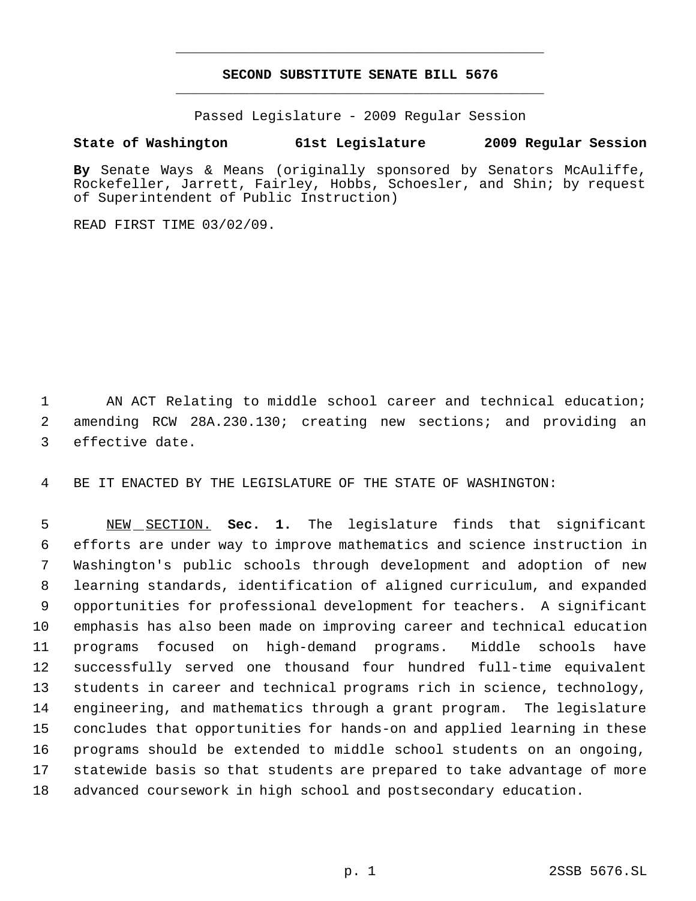# SECOND SUBSTITUTE SENATE BILL 5676

Passed Legislature - 2009 Regular Session

**State of Washington 61st Legislature 2009 Regular Session**

**By** Senate Ways & Means (originally sponsored by Senators McAuliffe, Rockefeller, Jarrett, Fairley, Hobbs, Schoesler, and Shin; by request of Superintendent of Public Instruction)

READ FIRST TIME 03/02/09.

AN ACT Relating to middle school career and technical education; amending RCW 28A.230.130; creating new sections; and providing an effective date.

BE IT ENACTED BY THE LEGISLATURE OF THE STATE OF WASHINGTON:

NEW SECTION. **Sec. 1.** The legislature finds that significant efforts are under way to improve mathematics and science instruction in Washington's public schools through development and adoption of new learning standards, identification of aligned curriculum, and expanded opportunities for professional development for teachers. A significant emphasis has also been made on improving career and technical education programs focused on high-demand programs. Middle schools have successfully served one thousand four hundred full-time equivalent students in career and technical programs rich in science, technology, engineering, and mathematics through a grant program. The legislature concludes that opportunities for hands-on and applied learning in these programs should be extended to middle school students on an ongoing, statewide basis so that students are prepared to take advantage of more advanced coursework in high school and postsecondary education.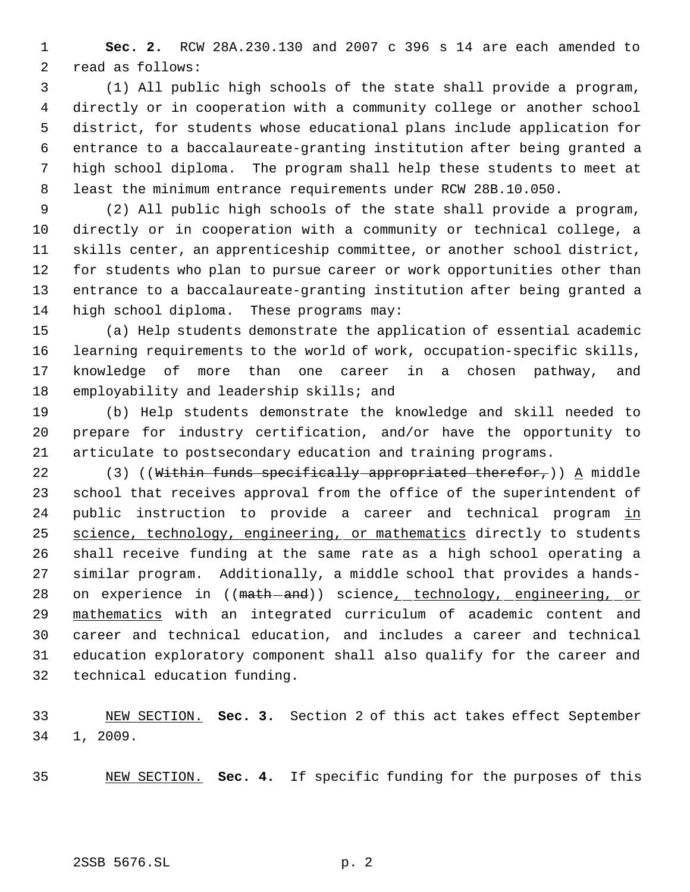**Sec. 2.** RCW 28A.230.130 and 2007 c 396 s 14 are each amended to read as follows:

(1) All public high schools of the state shall provide a program, directly or in cooperation with a community college or another school district, for students whose educational plans include application for entrance to a baccalaureate-granting institution after being granted a high school diploma. The program shall help these students to meet at least the minimum entrance requirements under RCW 28B.10.050.

(2) All public high schools of the state shall provide a program, directly or in cooperation with a community or technical college, a skills center, an apprenticeship committee, or another school district, for students who plan to pursue career or work opportunities other than entrance to a baccalaureate-granting institution after being granted a high school diploma. These programs may:

(a) Help students demonstrate the application of essential academic learning requirements to the world of work, occupation-specific skills, knowledge of more than one career in a chosen pathway, and employability and leadership skills; and

(b) Help students demonstrate the knowledge and skill needed to prepare for industry certification, and/or have the opportunity to articulate to postsecondary education and training programs.

(3) ((~~Within funds specifically appropriated therefor,~~)) <u>A</u> middle school that receives approval from the office of the superintendent of public instruction to provide a career and technical program <u>in science, technology, engineering, or mathematics</u> directly to students shall receive funding at the same rate as a high school operating a similar program. Additionally, a middle school that provides a hands-on experience in ((~~math and~~)) science<u>, technology, engineering, or mathematics</u> with an integrated curriculum of academic content and career and technical education, and includes a career and technical education exploratory component shall also qualify for the career and technical education funding.

<u>NEW SECTION.</u> **Sec. 3.** Section 2 of this act takes effect September 1, 2009.

<u>NEW SECTION.</u> **Sec. 4.** If specific funding for the purposes of this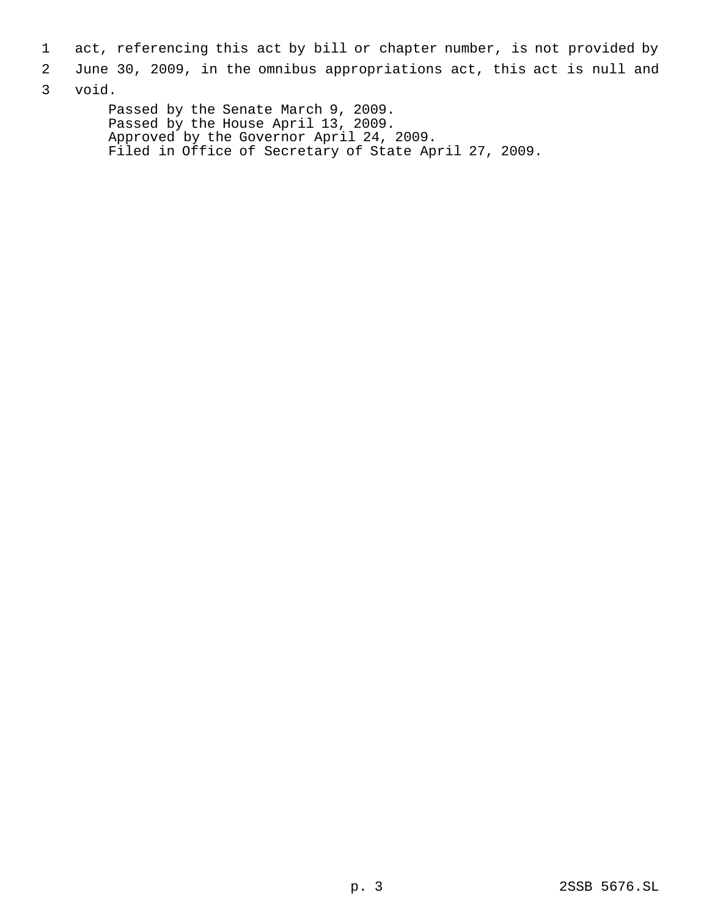act, referencing this act by bill or chapter number, is not provided by June 30, 2009, in the omnibus appropriations act, this act is null and void.

Passed by the Senate March 9, 2009.
Passed by the House April 13, 2009.
Approved by the Governor April 24, 2009.
Filed in Office of Secretary of State April 27, 2009.